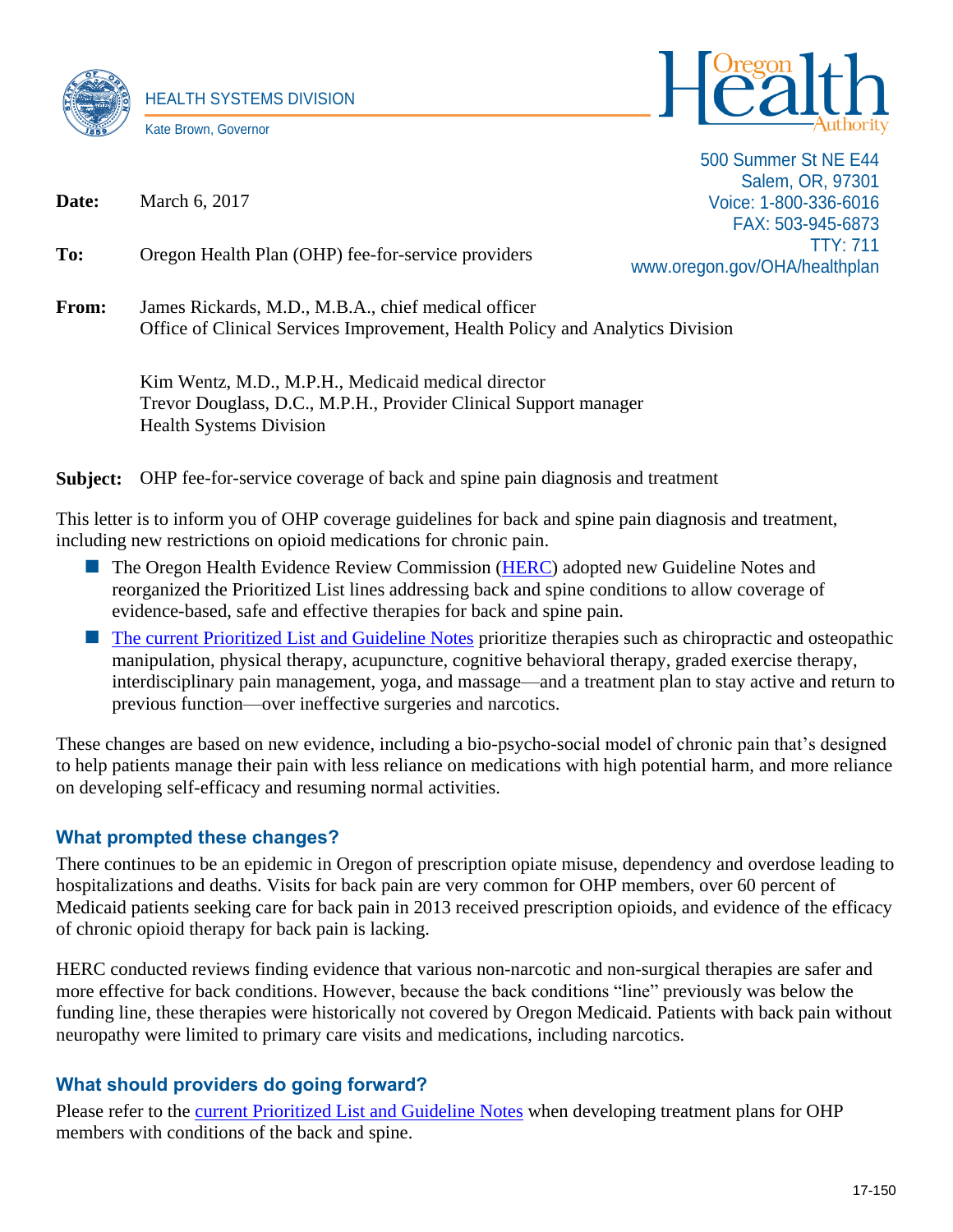HEALTH SYSTEMS DIVISION

Kate Brown, Governor

Oregon Health Authority

500 Summer St NE E44
Salem, OR, 97301
Voice: 1-800-336-6016
FAX: 503-945-6873
TTY: 711
www.oregon.gov/OHA/healthplan

**Date:** March 6, 2017

**To:** Oregon Health Plan (OHP) fee-for-service providers

**From:** James Rickards, M.D., M.B.A., chief medical officer
Office of Clinical Services Improvement, Health Policy and Analytics Division

Kim Wentz, M.D., M.P.H., Medicaid medical director
Trevor Douglass, D.C., M.P.H., Provider Clinical Support manager
Health Systems Division

**Subject:** OHP fee-for-service coverage of back and spine pain diagnosis and treatment

This letter is to inform you of OHP coverage guidelines for back and spine pain diagnosis and treatment, including new restrictions on opioid medications for chronic pain.

- The Oregon Health Evidence Review Commission (HERC) adopted new Guideline Notes and reorganized the Prioritized List lines addressing back and spine conditions to allow coverage of evidence-based, safe and effective therapies for back and spine pain.
- The current Prioritized List and Guideline Notes prioritize therapies such as chiropractic and osteopathic manipulation, physical therapy, acupuncture, cognitive behavioral therapy, graded exercise therapy, interdisciplinary pain management, yoga, and massage—and a treatment plan to stay active and return to previous function—over ineffective surgeries and narcotics.

These changes are based on new evidence, including a bio-psycho-social model of chronic pain that's designed to help patients manage their pain with less reliance on medications with high potential harm, and more reliance on developing self-efficacy and resuming normal activities.

## What prompted these changes?

There continues to be an epidemic in Oregon of prescription opiate misuse, dependency and overdose leading to hospitalizations and deaths. Visits for back pain are very common for OHP members, over 60 percent of Medicaid patients seeking care for back pain in 2013 received prescription opioids, and evidence of the efficacy of chronic opioid therapy for back pain is lacking.

HERC conducted reviews finding evidence that various non-narcotic and non-surgical therapies are safer and more effective for back conditions. However, because the back conditions "line" previously was below the funding line, these therapies were historically not covered by Oregon Medicaid. Patients with back pain without neuropathy were limited to primary care visits and medications, including narcotics.

## What should providers do going forward?

Please refer to the current Prioritized List and Guideline Notes when developing treatment plans for OHP members with conditions of the back and spine.

17-150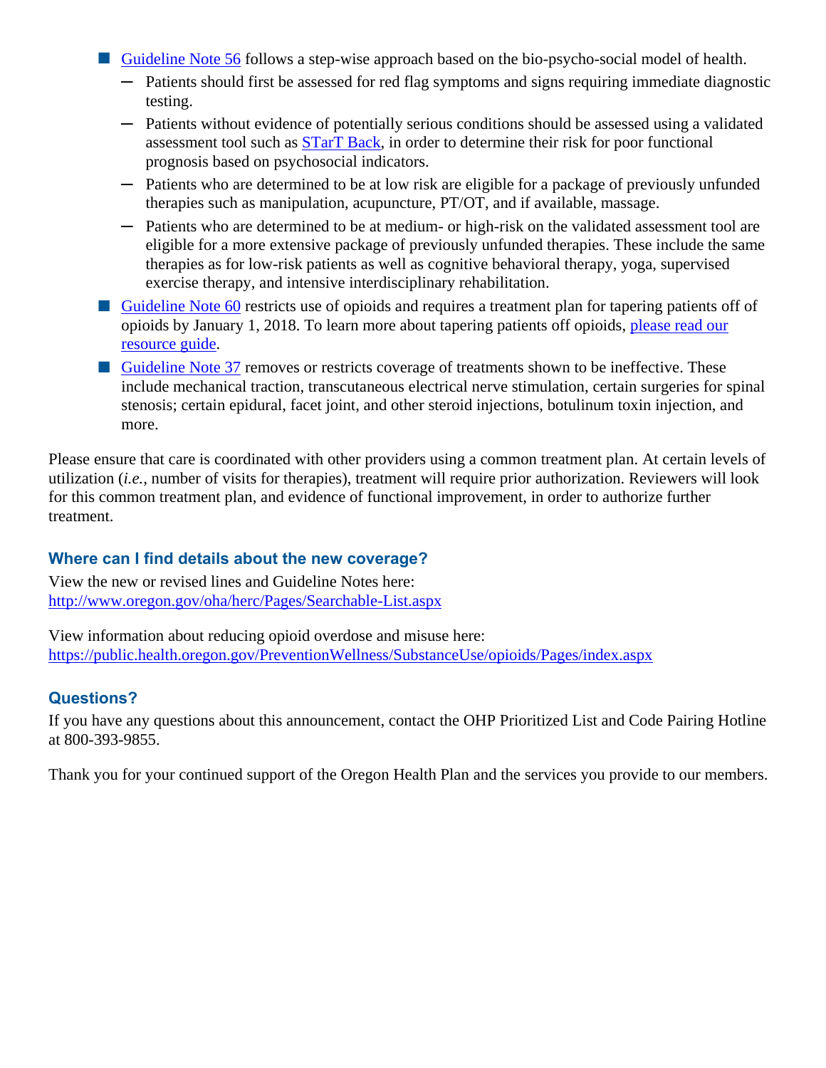- Guideline Note 56 follows a step-wise approach based on the bio-psycho-social model of health.
  - Patients should first be assessed for red flag symptoms and signs requiring immediate diagnostic testing.
  - Patients without evidence of potentially serious conditions should be assessed using a validated assessment tool such as STarT Back, in order to determine their risk for poor functional prognosis based on psychosocial indicators.
  - Patients who are determined to be at low risk are eligible for a package of previously unfunded therapies such as manipulation, acupuncture, PT/OT, and if available, massage.
  - Patients who are determined to be at medium- or high-risk on the validated assessment tool are eligible for a more extensive package of previously unfunded therapies. These include the same therapies as for low-risk patients as well as cognitive behavioral therapy, yoga, supervised exercise therapy, and intensive interdisciplinary rehabilitation.
- Guideline Note 60 restricts use of opioids and requires a treatment plan for tapering patients off of opioids by January 1, 2018. To learn more about tapering patients off opioids, please read our resource guide.
- Guideline Note 37 removes or restricts coverage of treatments shown to be ineffective. These include mechanical traction, transcutaneous electrical nerve stimulation, certain surgeries for spinal stenosis; certain epidural, facet joint, and other steroid injections, botulinum toxin injection, and more.

Please ensure that care is coordinated with other providers using a common treatment plan. At certain levels of utilization (*i.e.,* number of visits for therapies), treatment will require prior authorization. Reviewers will look for this common treatment plan, and evidence of functional improvement, in order to authorize further treatment.

### Where can I find details about the new coverage?

View the new or revised lines and Guideline Notes here:
http://www.oregon.gov/oha/herc/Pages/Searchable-List.aspx

View information about reducing opioid overdose and misuse here:
https://public.health.oregon.gov/PreventionWellness/SubstanceUse/opioids/Pages/index.aspx

### Questions?

If you have any questions about this announcement, contact the OHP Prioritized List and Code Pairing Hotline at 800-393-9855.

Thank you for your continued support of the Oregon Health Plan and the services you provide to our members.